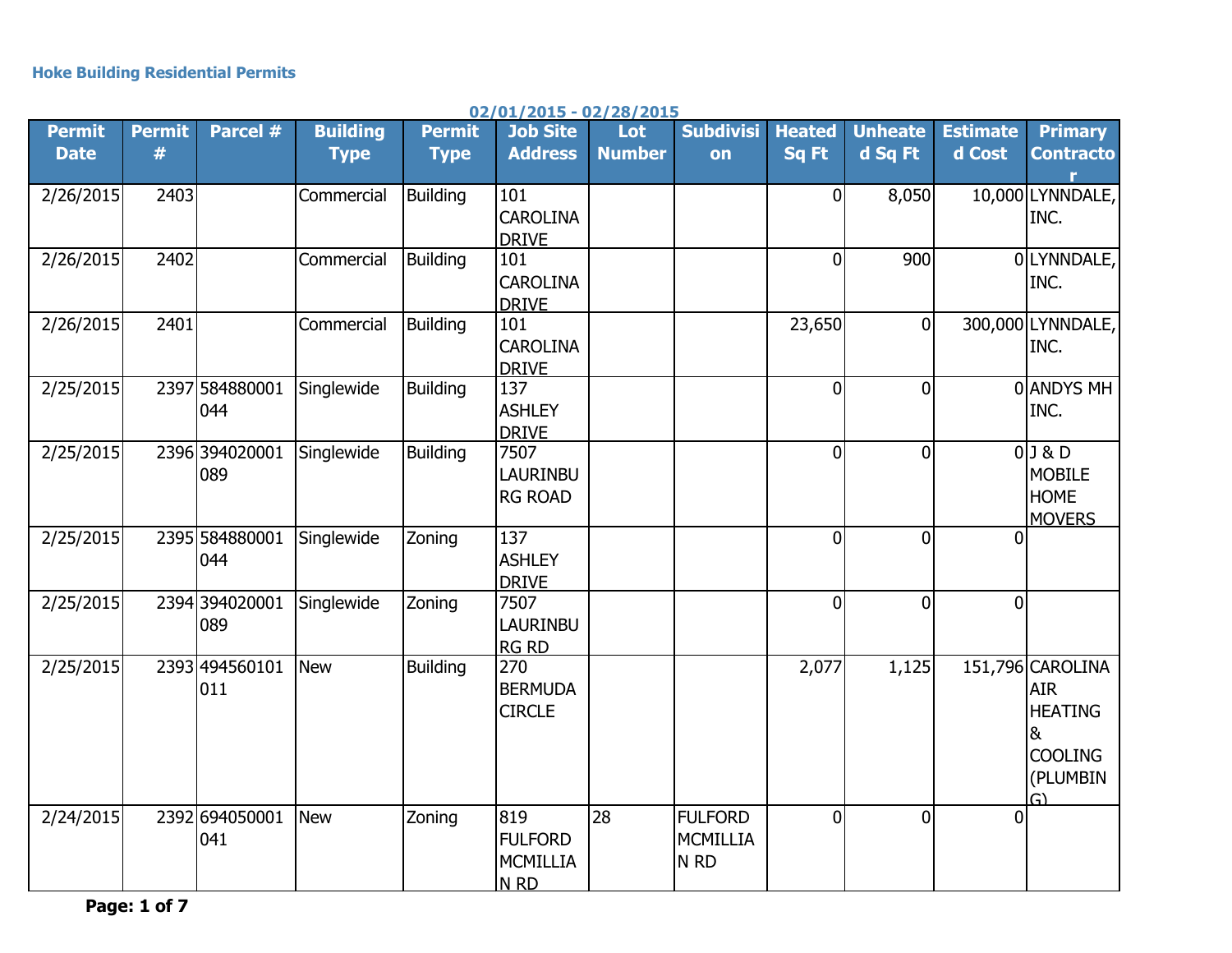**Hoke Building Residential Permits**

02/01/2015 - 02/28/2015

| Permit Date | Permit # | Parcel # | Building Type | Permit Type | Job Site Address | Lot Number | Subdivision | Heated Sq Ft | Unheated Sq Ft | Estimated Cost | Primary Contractor |
|---|---|---|---|---|---|---|---|---|---|---|---|
| 2/26/2015 | 2403 | | Commercial | Building | 101 CAROLINA DRIVE | | | 0 | 8,050 | 10,000 | LYNNDALE, INC. |
| 2/26/2015 | 2402 | | Commercial | Building | 101 CAROLINA DRIVE | | | 0 | 900 | 0 | LYNNDALE, INC. |
| 2/26/2015 | 2401 | | Commercial | Building | 101 CAROLINA DRIVE | | | 23,650 | 0 | 300,000 | LYNNDALE, INC. |
| 2/25/2015 | 2397 | 584880001044 | Singlewide | Building | 137 ASHLEY DRIVE | | | 0 | 0 | 0 | ANDYS MH INC. |
| 2/25/2015 | 2396 | 394020001089 | Singlewide | Building | 7507 LAURINBURG ROAD | | | 0 | 0 | 0 | J & D MOBILE HOME MOVERS |
| 2/25/2015 | 2395 | 584880001044 | Singlewide | Zoning | 137 ASHLEY DRIVE | | | 0 | 0 | 0 | |
| 2/25/2015 | 2394 | 394020001089 | Singlewide | Zoning | 7507 LAURINBURG RD | | | 0 | 0 | 0 | |
| 2/25/2015 | 2393 | 494560101011 | New | Building | 270 BERMUDA CIRCLE | | | 2,077 | 1,125 | 151,796 | CAROLINA AIR HEATING & COOLING (PLUMBING) |
| 2/24/2015 | 2392 | 694050001041 | New | Zoning | 819 FULFORD MCMILLIAN RD | 28 | FULFORD MCMILLIAN RD | 0 | 0 | 0 | |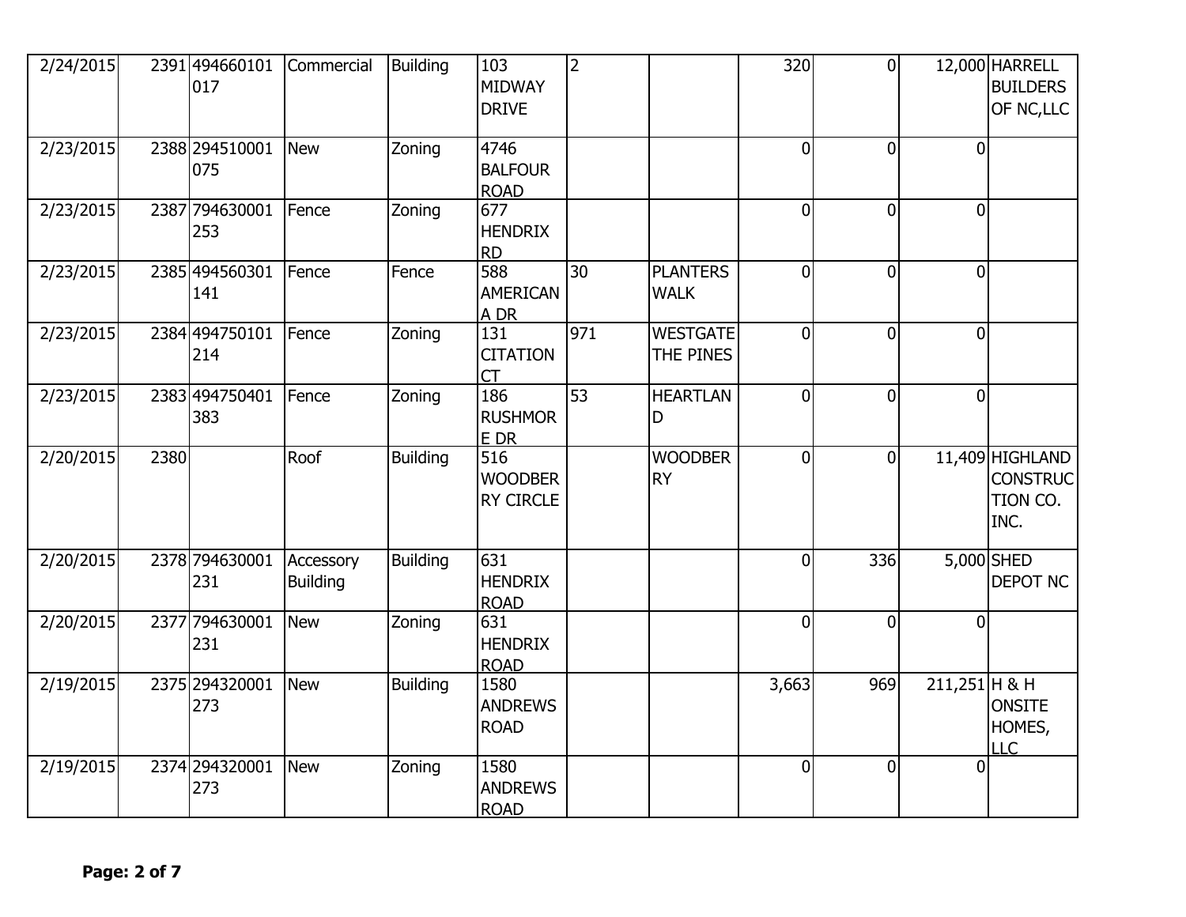| | | | | | | | | | | | |
|---|---|---|---|---|---|---|---|---|---|---|---|
| 2/24/2015 | 2391 | 494660101017 | Commercial | Building | 103 MIDWAY DRIVE | 2 | | 320 | 0 | 12,000 | HARRELL BUILDERS OF NC,LLC |
| 2/23/2015 | 2388 | 294510001075 | New | Zoning | 4746 BALFOUR ROAD | | | 0 | 0 | 0 | |
| 2/23/2015 | 2387 | 794630001253 | Fence | Zoning | 677 HENDRIX RD | | | 0 | 0 | 0 | |
| 2/23/2015 | 2385 | 494560301141 | Fence | Fence | 588 AMERICANA DR | 30 | PLANTERS WALK | 0 | 0 | 0 | |
| 2/23/2015 | 2384 | 494750101214 | Fence | Zoning | 131 CITATION CT | 971 | WESTGATE THE PINES | 0 | 0 | 0 | |
| 2/23/2015 | 2383 | 494750401383 | Fence | Zoning | 186 RUSHMORE DR | 53 | HEARTLAND | 0 | 0 | 0 | |
| 2/20/2015 | 2380 | | Roof | Building | 516 WOODBERRY CIRCLE | | WOODBERRY | 0 | 0 | 11,409 | HIGHLAND CONSTRUCTION CO. INC. |
| 2/20/2015 | 2378 | 794630001231 | Accessory Building | Building | 631 HENDRIX ROAD | | | 0 | 336 | 5,000 | SHED DEPOT NC |
| 2/20/2015 | 2377 | 794630001231 | New | Zoning | 631 HENDRIX ROAD | | | 0 | 0 | 0 | |
| 2/19/2015 | 2375 | 294320001273 | New | Building | 1580 ANDREWS ROAD | | | 3,663 | 969 | 211,251 | H & H ONSITE HOMES, LLC |
| 2/19/2015 | 2374 | 294320001273 | New | Zoning | 1580 ANDREWS ROAD | | | 0 | 0 | 0 | |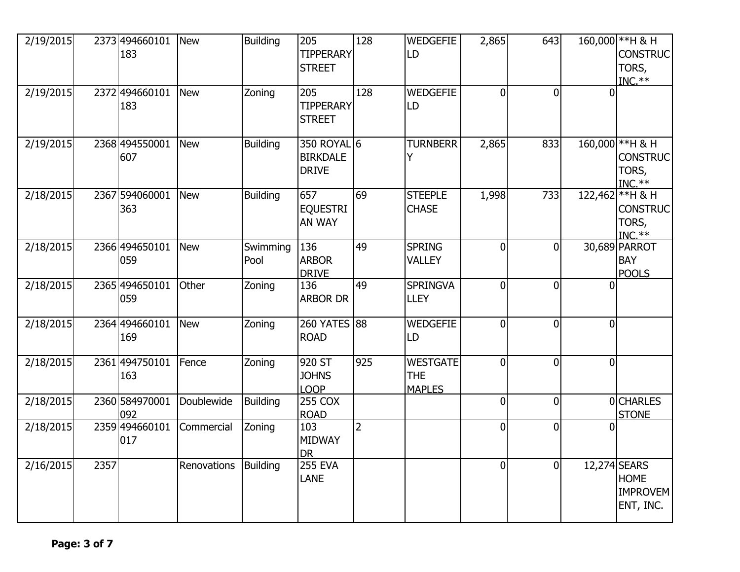| | | | | | | | | | | | |
|---|---|---|---|---|---|---|---|---|---|---|---|
| 2/19/2015 | 2373 | 494660101183 | New | Building | 205 TIPPERARY STREET | 128 | WEDGEFIELD | 2,865 | 643 | 160,000 | **H & H CONSTRUCTORS, INC.** |
| 2/19/2015 | 2372 | 494660101183 | New | Zoning | 205 TIPPERARY STREET | 128 | WEDGEFIELD | 0 | 0 | 0 | |
| 2/19/2015 | 2368 | 494550001607 | New | Building | 350 ROYAL BIRKDALE DRIVE | 6 | TURNBERRY | 2,865 | 833 | 160,000 | **H & H CONSTRUCTORS, INC.** |
| 2/18/2015 | 2367 | 594060001363 | New | Building | 657 EQUESTRIAN WAY | 69 | STEEPLE CHASE | 1,998 | 733 | 122,462 | **H & H CONSTRUCTORS, INC.** |
| 2/18/2015 | 2366 | 494650101059 | New | Swimming Pool | 136 ARBOR DRIVE | 49 | SPRING VALLEY | 0 | 0 | 30,689 | PARROT BAY POOLS |
| 2/18/2015 | 2365 | 494650101059 | Other | Zoning | 136 ARBOR DR | 49 | SPRINGVALLEY | 0 | 0 | 0 | |
| 2/18/2015 | 2364 | 494660101169 | New | Zoning | 260 YATES ROAD | 88 | WEDGEFIELD | 0 | 0 | 0 | |
| 2/18/2015 | 2361 | 494750101163 | Fence | Zoning | 920 ST JOHNS LOOP | 925 | WESTGATE THE MAPLES | 0 | 0 | 0 | |
| 2/18/2015 | 2360 | 584970001092 | Doublewide | Building | 255 COX ROAD | | | 0 | 0 | 0 | CHARLES STONE |
| 2/18/2015 | 2359 | 494660101017 | Commercial | Zoning | 103 MIDWAY DR | 2 | | 0 | 0 | 0 | |
| 2/16/2015 | 2357 | | Renovations | Building | 255 EVA LANE | | | 0 | 0 | 12,274 | SEARS HOME IMPROVEMENT, INC. |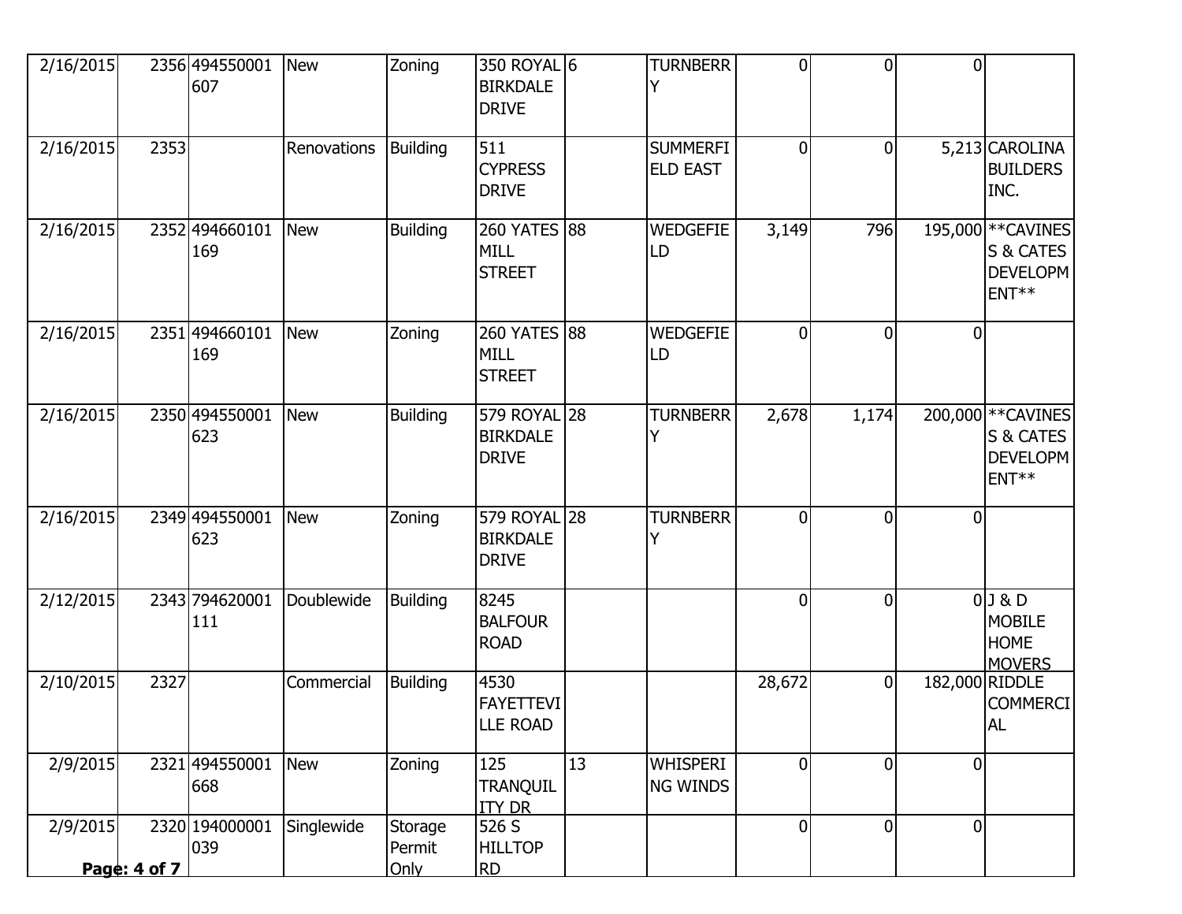| | | | | | | | | | | | |
|---|---|---|---|---|---|---|---|---|---|---|---|
| 2/16/2015 | 2356 | 494550001607 | New | Zoning | 350 ROYAL BIRKDALE DRIVE | 6 | TURNBERRY | 0 | 0 | 0 | |
| 2/16/2015 | 2353 | | Renovations | Building | 511 CYPRESS DRIVE | | SUMMERFIELD EAST | 0 | 0 | 5,213 | CAROLINA BUILDERS INC. |
| 2/16/2015 | 2352 | 494660101169 | New | Building | 260 YATES MILL STREET | 88 | WEDGEFIELD | 3,149 | 796 | 195,000 | **CAVINESS & CATES DEVELOPMENT** |
| 2/16/2015 | 2351 | 494660101169 | New | Zoning | 260 YATES MILL STREET | 88 | WEDGEFIELD | 0 | 0 | 0 | |
| 2/16/2015 | 2350 | 494550001623 | New | Building | 579 ROYAL BIRKDALE DRIVE | 28 | TURNBERRY | 2,678 | 1,174 | 200,000 | **CAVINESS & CATES DEVELOPMENT** |
| 2/16/2015 | 2349 | 494550001623 | New | Zoning | 579 ROYAL BIRKDALE DRIVE | 28 | TURNBERRY | 0 | 0 | 0 | |
| 2/12/2015 | 2343 | 794620001111 | Doublewide | Building | 8245 BALFOUR ROAD | | | 0 | 0 | 0 | J & D MOBILE HOME MOVERS |
| 2/10/2015 | 2327 | | Commercial | Building | 4530 FAYETTEVILLE ROAD | | | 28,672 | 0 | 182,000 | RIDDLE COMMERCIAL |
| 2/9/2015 | 2321 | 494550001668 | New | Zoning | 125 TRANQUILITY DR | 13 | WHISPERING WINDS | 0 | 0 | 0 | |
| 2/9/2015 | 2320 | 194000001039 | Singlewide | Storage Permit Only | 526 S HILLTOP RD | | | 0 | 0 | 0 | |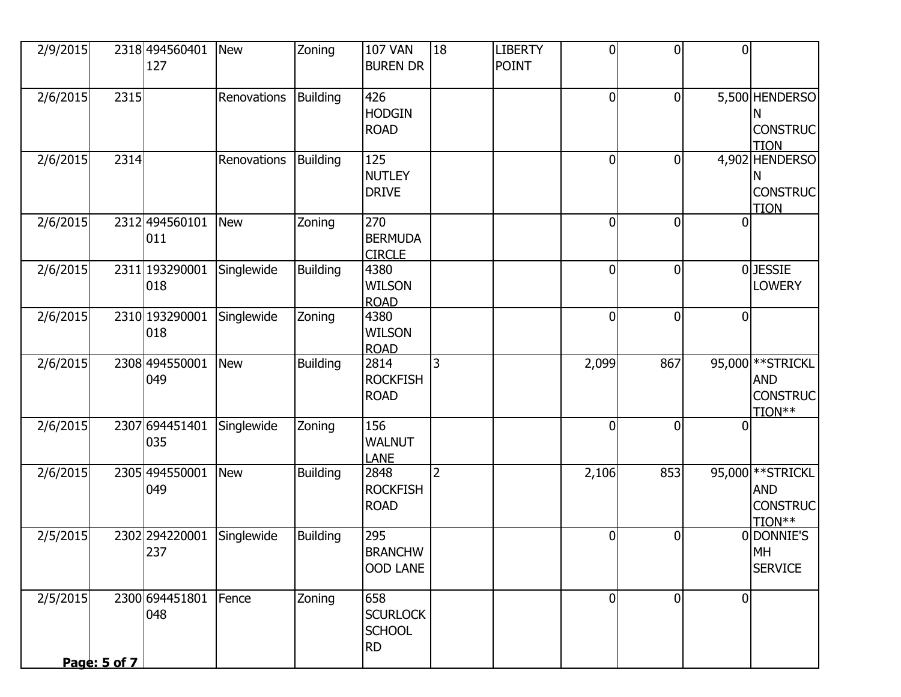| | | | | | | | | | | | |
|---|---|---|---|---|---|---|---|---|---|---|---|
| 2/9/2015 | 2318 | 494560401127 | New | Zoning | 107 VAN BUREN DR | 18 | LIBERTY POINT | 0 | 0 | 0 | |
| 2/6/2015 | 2315 | | Renovations | Building | 426 HODGIN ROAD | | | 0 | 0 | 5,500 | HENDERSON CONSTRUCTION |
| 2/6/2015 | 2314 | | Renovations | Building | 125 NUTLEY DRIVE | | | 0 | 0 | 4,902 | HENDERSON CONSTRUCTION |
| 2/6/2015 | 2312 | 494560101011 | New | Zoning | 270 BERMUDA CIRCLE | | | 0 | 0 | 0 | |
| 2/6/2015 | 2311 | 193290001018 | Singlewide | Building | 4380 WILSON ROAD | | | 0 | 0 | 0 | JESSIE LOWERY |
| 2/6/2015 | 2310 | 193290001018 | Singlewide | Zoning | 4380 WILSON ROAD | | | 0 | 0 | 0 | |
| 2/6/2015 | 2308 | 494550001049 | New | Building | 2814 ROCKFISH ROAD | 3 | | 2,099 | 867 | 95,000 | **STRICKLAND CONSTRUCTION** |
| 2/6/2015 | 2307 | 694451401035 | Singlewide | Zoning | 156 WALNUT LANE | | | 0 | 0 | 0 | |
| 2/6/2015 | 2305 | 494550001049 | New | Building | 2848 ROCKFISH ROAD | 2 | | 2,106 | 853 | 95,000 | **STRICKLAND CONSTRUCTION** |
| 2/5/2015 | 2302 | 294220001237 | Singlewide | Building | 295 BRANCHWOOD LANE | | | 0 | 0 | 0 | DONNIE'S MH SERVICE |
| 2/5/2015 | 2300 | 694451801048 | Fence | Zoning | 658 SCURLOCK SCHOOL RD | | | 0 | 0 | 0 | |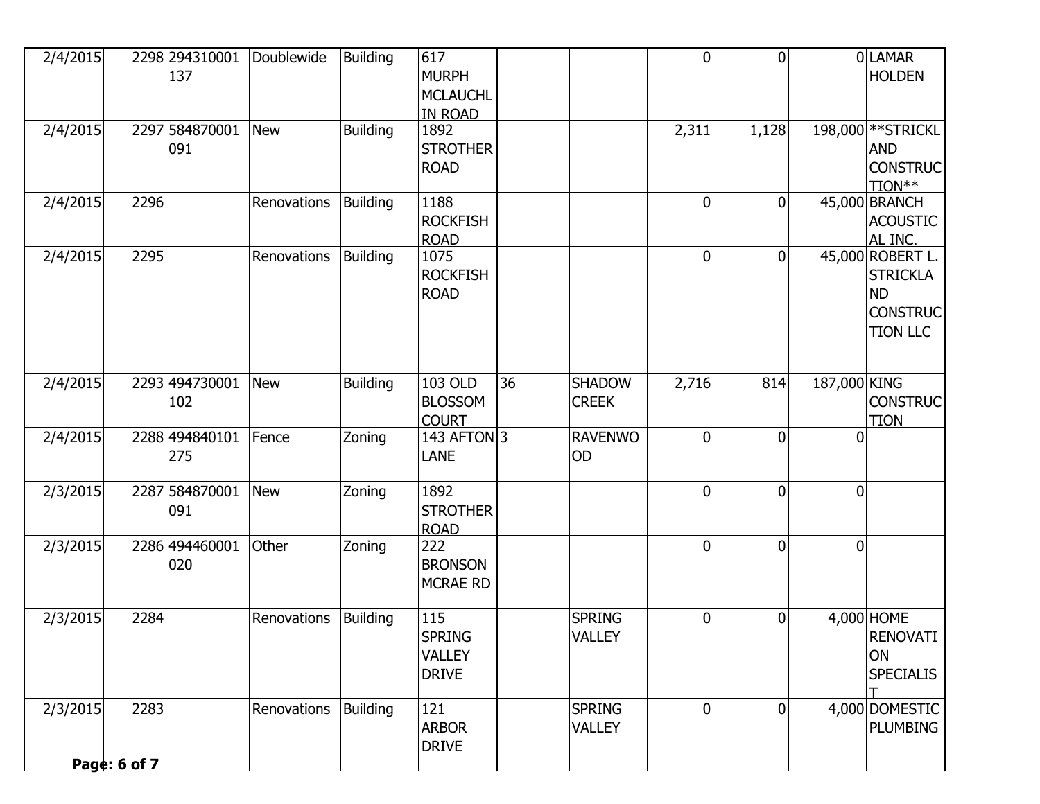| | | | | | | | | | | | |
|---|---|---|---|---|---|---|---|---|---|---|---|
| 2/4/2015 | 2298 | 294310001137 | Doublewide | Building | 617 MURPH MCLAUCHLIN ROAD | | | 0 | 0 | 0 | LAMAR HOLDEN |
| 2/4/2015 | 2297 | 584870001091 | New | Building | 1892 STROTHER ROAD | | | 2,311 | 1,128 | 198,000 | **STRICKLAND CONSTRUCTION** |
| 2/4/2015 | 2296 | | Renovations | Building | 1188 ROCKFISH ROAD | | | 0 | 0 | 45,000 | BRANCH ACOUSTICAL INC. |
| 2/4/2015 | 2295 | | Renovations | Building | 1075 ROCKFISH ROAD | | | 0 | 0 | 45,000 | ROBERT L. STRICKLAND CONSTRUCTION LLC |
| 2/4/2015 | 2293 | 494730001102 | New | Building | 103 OLD BLOSSOM COURT | 36 | SHADOW CREEK | 2,716 | 814 | 187,000 | KING CONSTRUCTION |
| 2/4/2015 | 2288 | 494840101275 | Fence | Zoning | 143 AFTON LANE | 3 | RAVENWOOD | 0 | 0 | 0 | |
| 2/3/2015 | 2287 | 584870001091 | New | Zoning | 1892 STROTHER ROAD | | | 0 | 0 | 0 | |
| 2/3/2015 | 2286 | 494460001020 | Other | Zoning | 222 BRONSON MCRAE RD | | | 0 | 0 | 0 | |
| 2/3/2015 | 2284 | | Renovations | Building | 115 SPRING VALLEY DRIVE | | SPRING VALLEY | 0 | 0 | 4,000 | HOME RENOVATION SPECIALIST |
| 2/3/2015 | 2283 | | Renovations | Building | 121 ARBOR DRIVE | | SPRING VALLEY | 0 | 0 | 4,000 | DOMESTIC PLUMBING |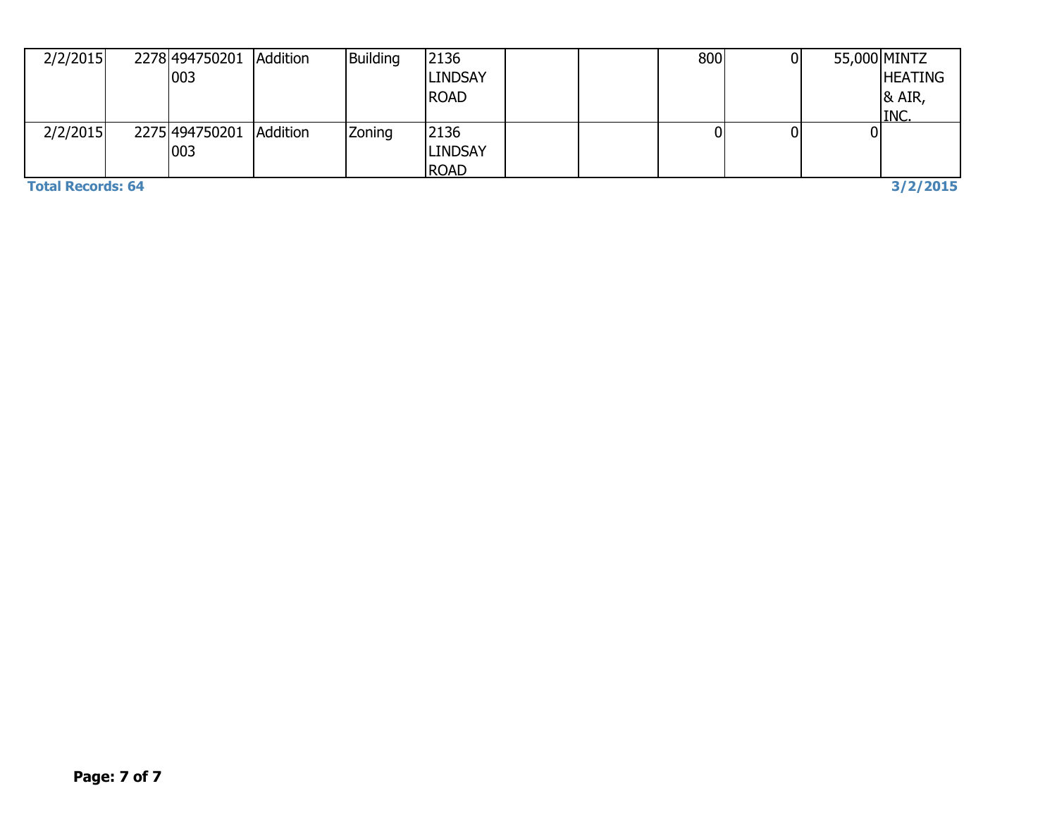| | | | | | | | | | | | |
|---|---|---|---|---|---|---|---|---|---|---|---|
| 2/2/2015 | 2278 | 494750201003 | Addition | Building | 2136 LINDSAY ROAD | | | 800 | 0 | 55,000 | MINTZ HEATING & AIR, INC. |
| 2/2/2015 | 2275 | 494750201003 | Addition | Zoning | 2136 LINDSAY ROAD | | | 0 | 0 | 0 | |

**Total Records: 64**

**3/2/2015**